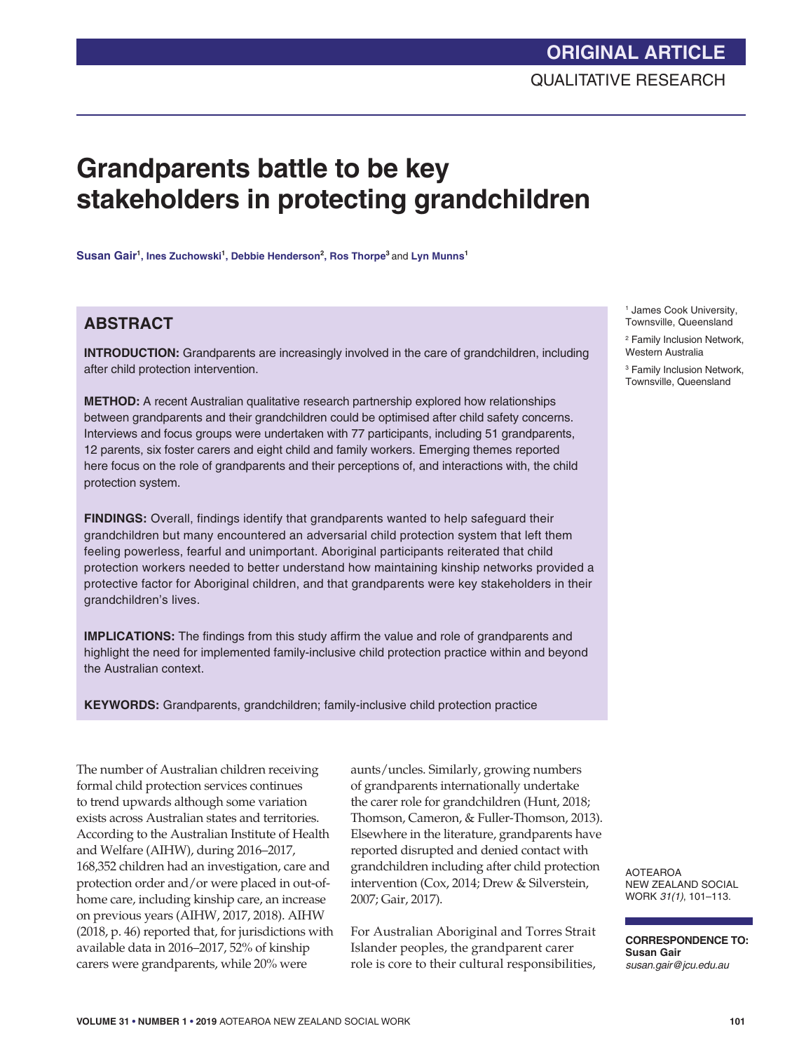ORIGINAL ARTICLE

QUALITATIVE RESEARCH

# Grandparents battle to be key stakeholders in protecting grandchildren

**Susan Gair[1], Ines Zuchowski[1], Debbie Henderson[2], Ros Thorpe[3] and Lyn Munns[1]**

[1] James Cook University, Townsville, Queensland

[2] Family Inclusion Network, Western Australia

[3] Family Inclusion Network, Townsville, Queensland

## ABSTRACT

**INTRODUCTION:** Grandparents are increasingly involved in the care of grandchildren, including after child protection intervention.

**METHOD:** A recent Australian qualitative research partnership explored how relationships between grandparents and their grandchildren could be optimised after child safety concerns. Interviews and focus groups were undertaken with 77 participants, including 51 grandparents, 12 parents, six foster carers and eight child and family workers. Emerging themes reported here focus on the role of grandparents and their perceptions of, and interactions with, the child protection system.

**FINDINGS:** Overall, findings identify that grandparents wanted to help safeguard their grandchildren but many encountered an adversarial child protection system that left them feeling powerless, fearful and unimportant. Aboriginal participants reiterated that child protection workers needed to better understand how maintaining kinship networks provided a protective factor for Aboriginal children, and that grandparents were key stakeholders in their grandchildren's lives.

**IMPLICATIONS:** The findings from this study affirm the value and role of grandparents and highlight the need for implemented family-inclusive child protection practice within and beyond the Australian context.

**KEYWORDS:** Grandparents, grandchildren; family-inclusive child protection practice

AOTEAROA NEW ZEALAND SOCIAL WORK *31(1)*, 101–113.

**CORRESPONDENCE TO:**
**Susan Gair**
*susan.gair@jcu.edu.au*

The number of Australian children receiving formal child protection services continues to trend upwards although some variation exists across Australian states and territories. According to the Australian Institute of Health and Welfare (AIHW), during 2016–2017, 168,352 children had an investigation, care and protection order and/or were placed in out-of-home care, including kinship care, an increase on previous years (AIHW, 2017, 2018). AIHW (2018, p. 46) reported that, for jurisdictions with available data in 2016–2017, 52% of kinship carers were grandparents, while 20% were aunts/uncles. Similarly, growing numbers of grandparents internationally undertake the carer role for grandchildren (Hunt, 2018; Thomson, Cameron, & Fuller-Thomson, 2013). Elsewhere in the literature, grandparents have reported disrupted and denied contact with grandchildren including after child protection intervention (Cox, 2014; Drew & Silverstein, 2007; Gair, 2017).

For Australian Aboriginal and Torres Strait Islander peoples, the grandparent carer role is core to their cultural responsibilities,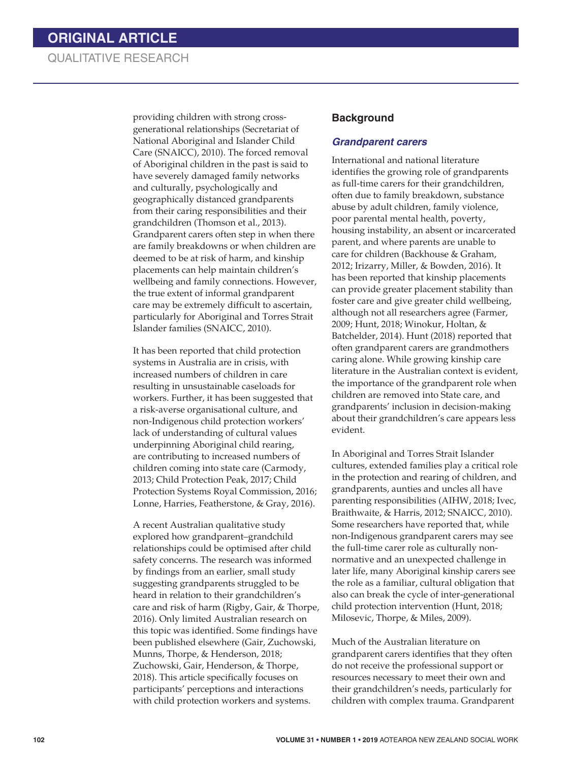providing children with strong cross-generational relationships (Secretariat of National Aboriginal and Islander Child Care (SNAICC), 2010). The forced removal of Aboriginal children in the past is said to have severely damaged family networks and culturally, psychologically and geographically distanced grandparents from their caring responsibilities and their grandchildren (Thomson et al., 2013). Grandparent carers often step in when there are family breakdowns or when children are deemed to be at risk of harm, and kinship placements can help maintain children's wellbeing and family connections. However, the true extent of informal grandparent care may be extremely difficult to ascertain, particularly for Aboriginal and Torres Strait Islander families (SNAICC, 2010).

It has been reported that child protection systems in Australia are in crisis, with increased numbers of children in care resulting in unsustainable caseloads for workers. Further, it has been suggested that a risk-averse organisational culture, and non-Indigenous child protection workers' lack of understanding of cultural values underpinning Aboriginal child rearing, are contributing to increased numbers of children coming into state care (Carmody, 2013; Child Protection Peak, 2017; Child Protection Systems Royal Commission, 2016; Lonne, Harries, Featherstone, & Gray, 2016).

A recent Australian qualitative study explored how grandparent–grandchild relationships could be optimised after child safety concerns. The research was informed by findings from an earlier, small study suggesting grandparents struggled to be heard in relation to their grandchildren's care and risk of harm (Rigby, Gair, & Thorpe, 2016). Only limited Australian research on this topic was identified. Some findings have been published elsewhere (Gair, Zuchowski, Munns, Thorpe, & Henderson, 2018; Zuchowski, Gair, Henderson, & Thorpe, 2018). This article specifically focuses on participants' perceptions and interactions with child protection workers and systems.

## Background

### *Grandparent carers*

International and national literature identifies the growing role of grandparents as full-time carers for their grandchildren, often due to family breakdown, substance abuse by adult children, family violence, poor parental mental health, poverty, housing instability, an absent or incarcerated parent, and where parents are unable to care for children (Backhouse & Graham, 2012; Irizarry, Miller, & Bowden, 2016). It has been reported that kinship placements can provide greater placement stability than foster care and give greater child wellbeing, although not all researchers agree (Farmer, 2009; Hunt, 2018; Winokur, Holtan, & Batchelder, 2014). Hunt (2018) reported that often grandparent carers are grandmothers caring alone. While growing kinship care literature in the Australian context is evident, the importance of the grandparent role when children are removed into State care, and grandparents' inclusion in decision-making about their grandchildren's care appears less evident.

In Aboriginal and Torres Strait Islander cultures, extended families play a critical role in the protection and rearing of children, and grandparents, aunties and uncles all have parenting responsibilities (AIHW, 2018; Ivec, Braithwaite, & Harris, 2012; SNAICC, 2010). Some researchers have reported that, while non-Indigenous grandparent carers may see the full-time carer role as culturally non-normative and an unexpected challenge in later life, many Aboriginal kinship carers see the role as a familiar, cultural obligation that also can break the cycle of inter-generational child protection intervention (Hunt, 2018; Milosevic, Thorpe, & Miles, 2009).

Much of the Australian literature on grandparent carers identifies that they often do not receive the professional support or resources necessary to meet their own and their grandchildren's needs, particularly for children with complex trauma. Grandparent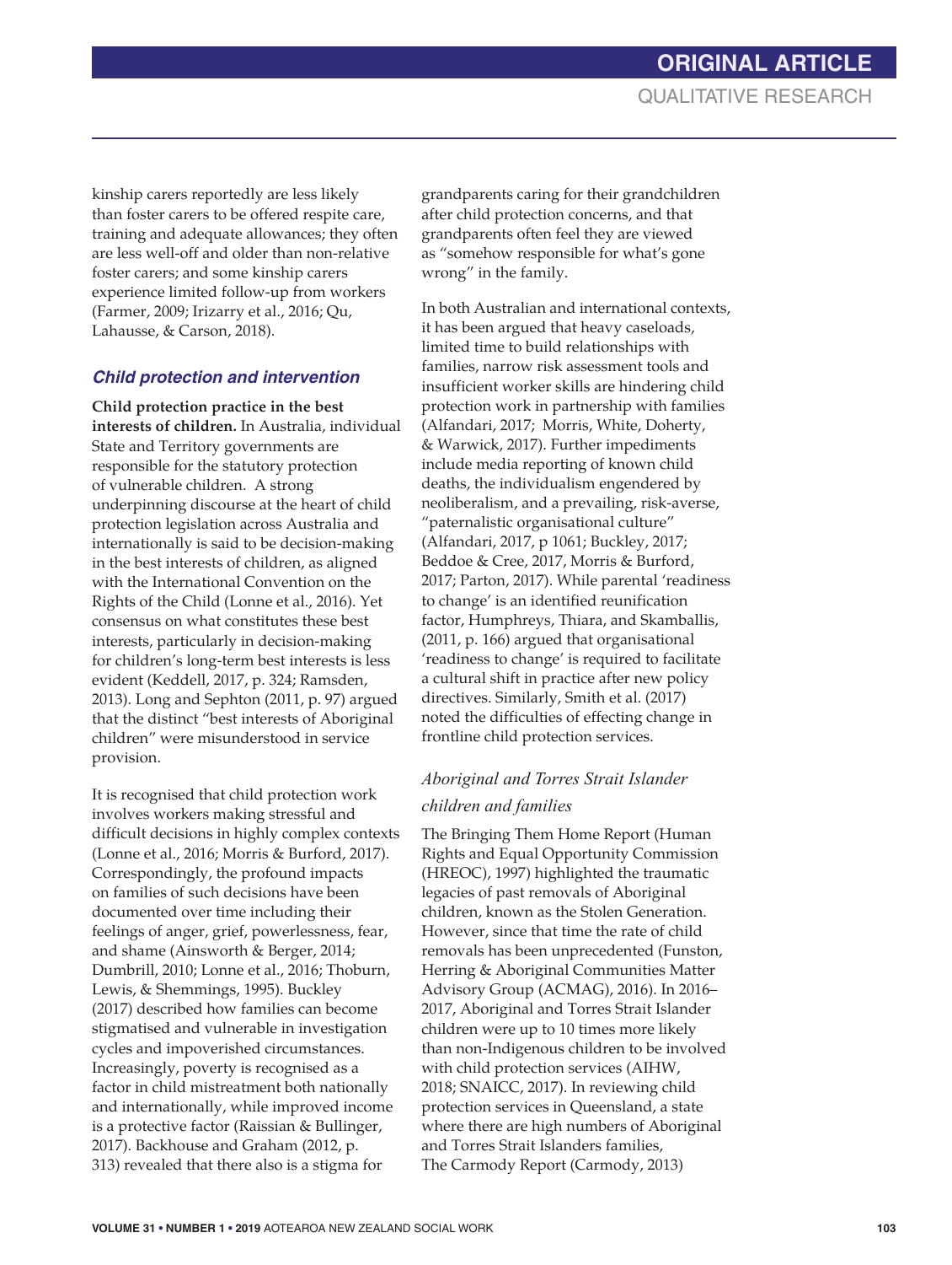kinship carers reportedly are less likely than foster carers to be offered respite care, training and adequate allowances; they often are less well-off and older than non-relative foster carers; and some kinship carers experience limited follow-up from workers (Farmer, 2009; Irizarry et al., 2016; Qu, Lahausse, & Carson, 2018).

### *Child protection and intervention*

**Child protection practice in the best interests of children.** In Australia, individual State and Territory governments are responsible for the statutory protection of vulnerable children. A strong underpinning discourse at the heart of child protection legislation across Australia and internationally is said to be decision-making in the best interests of children, as aligned with the International Convention on the Rights of the Child (Lonne et al., 2016). Yet consensus on what constitutes these best interests, particularly in decision-making for children's long-term best interests is less evident (Keddell, 2017, p. 324; Ramsden, 2013). Long and Sephton (2011, p. 97) argued that the distinct "best interests of Aboriginal children" were misunderstood in service provision.

It is recognised that child protection work involves workers making stressful and difficult decisions in highly complex contexts (Lonne et al., 2016; Morris & Burford, 2017). Correspondingly, the profound impacts on families of such decisions have been documented over time including their feelings of anger, grief, powerlessness, fear, and shame (Ainsworth & Berger, 2014; Dumbrill, 2010; Lonne et al., 2016; Thoburn, Lewis, & Shemmings, 1995). Buckley (2017) described how families can become stigmatised and vulnerable in investigation cycles and impoverished circumstances. Increasingly, poverty is recognised as a factor in child mistreatment both nationally and internationally, while improved income is a protective factor (Raissian & Bullinger, 2017). Backhouse and Graham (2012, p. 313) revealed that there also is a stigma for grandparents caring for their grandchildren after child protection concerns, and that grandparents often feel they are viewed as "somehow responsible for what's gone wrong" in the family.

In both Australian and international contexts, it has been argued that heavy caseloads, limited time to build relationships with families, narrow risk assessment tools and insufficient worker skills are hindering child protection work in partnership with families (Alfandari, 2017; Morris, White, Doherty, & Warwick, 2017). Further impediments include media reporting of known child deaths, the individualism engendered by neoliberalism, and a prevailing, risk-averse, "paternalistic organisational culture" (Alfandari, 2017, p 1061; Buckley, 2017; Beddoe & Cree, 2017, Morris & Burford, 2017; Parton, 2017). While parental 'readiness to change' is an identified reunification factor, Humphreys, Thiara, and Skamballis, (2011, p. 166) argued that organisational 'readiness to change' is required to facilitate a cultural shift in practice after new policy directives. Similarly, Smith et al. (2017) noted the difficulties of effecting change in frontline child protection services.

### *Aboriginal and Torres Strait Islander children and families*

The Bringing Them Home Report (Human Rights and Equal Opportunity Commission (HREOC), 1997) highlighted the traumatic legacies of past removals of Aboriginal children, known as the Stolen Generation. However, since that time the rate of child removals has been unprecedented (Funston, Herring & Aboriginal Communities Matter Advisory Group (ACMAG), 2016). In 2016–2017, Aboriginal and Torres Strait Islander children were up to 10 times more likely than non-Indigenous children to be involved with child protection services (AIHW, 2018; SNAICC, 2017). In reviewing child protection services in Queensland, a state where there are high numbers of Aboriginal and Torres Strait Islanders families, The Carmody Report (Carmody, 2013)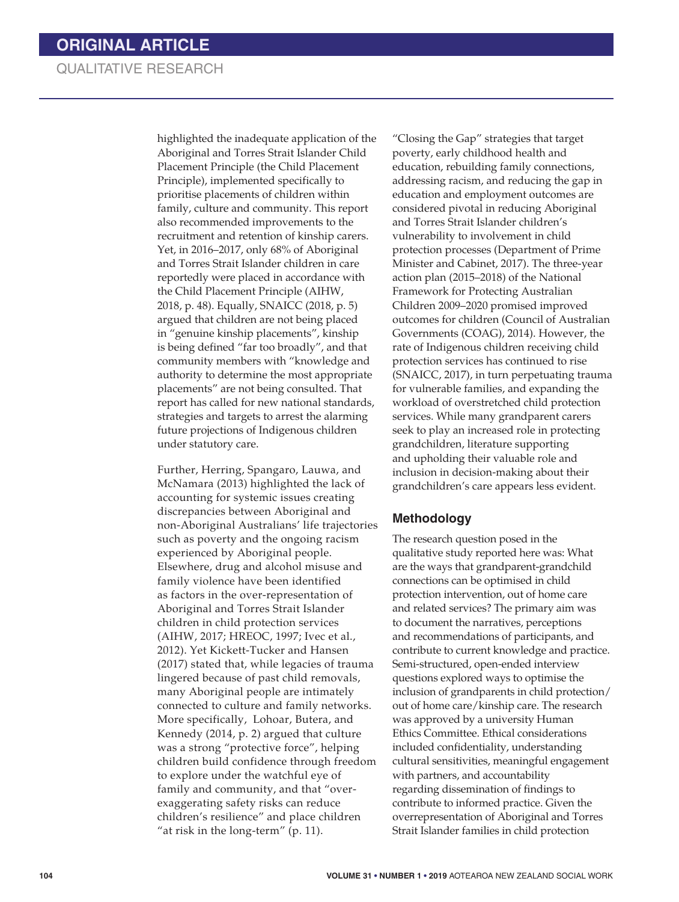highlighted the inadequate application of the Aboriginal and Torres Strait Islander Child Placement Principle (the Child Placement Principle), implemented specifically to prioritise placements of children within family, culture and community. This report also recommended improvements to the recruitment and retention of kinship carers. Yet, in 2016–2017, only 68% of Aboriginal and Torres Strait Islander children in care reportedly were placed in accordance with the Child Placement Principle (AIHW, 2018, p. 48). Equally, SNAICC (2018, p. 5) argued that children are not being placed in "genuine kinship placements", kinship is being defined "far too broadly", and that community members with "knowledge and authority to determine the most appropriate placements" are not being consulted. That report has called for new national standards, strategies and targets to arrest the alarming future projections of Indigenous children under statutory care.

Further, Herring, Spangaro, Lauwa, and McNamara (2013) highlighted the lack of accounting for systemic issues creating discrepancies between Aboriginal and non-Aboriginal Australians' life trajectories such as poverty and the ongoing racism experienced by Aboriginal people. Elsewhere, drug and alcohol misuse and family violence have been identified as factors in the over-representation of Aboriginal and Torres Strait Islander children in child protection services (AIHW, 2017; HREOC, 1997; Ivec et al., 2012). Yet Kickett-Tucker and Hansen (2017) stated that, while legacies of trauma lingered because of past child removals, many Aboriginal people are intimately connected to culture and family networks. More specifically, Lohoar, Butera, and Kennedy (2014, p. 2) argued that culture was a strong "protective force", helping children build confidence through freedom to explore under the watchful eye of family and community, and that "over-exaggerating safety risks can reduce children's resilience" and place children "at risk in the long-term" (p. 11).

"Closing the Gap" strategies that target poverty, early childhood health and education, rebuilding family connections, addressing racism, and reducing the gap in education and employment outcomes are considered pivotal in reducing Aboriginal and Torres Strait Islander children's vulnerability to involvement in child protection processes (Department of Prime Minister and Cabinet, 2017). The three-year action plan (2015–2018) of the National Framework for Protecting Australian Children 2009–2020 promised improved outcomes for children (Council of Australian Governments (COAG), 2014). However, the rate of Indigenous children receiving child protection services has continued to rise (SNAICC, 2017), in turn perpetuating trauma for vulnerable families, and expanding the workload of overstretched child protection services. While many grandparent carers seek to play an increased role in protecting grandchildren, literature supporting and upholding their valuable role and inclusion in decision-making about their grandchildren's care appears less evident.

## Methodology

The research question posed in the qualitative study reported here was: What are the ways that grandparent-grandchild connections can be optimised in child protection intervention, out of home care and related services? The primary aim was to document the narratives, perceptions and recommendations of participants, and contribute to current knowledge and practice. Semi-structured, open-ended interview questions explored ways to optimise the inclusion of grandparents in child protection/out of home care/kinship care. The research was approved by a university Human Ethics Committee. Ethical considerations included confidentiality, understanding cultural sensitivities, meaningful engagement with partners, and accountability regarding dissemination of findings to contribute to informed practice. Given the overrepresentation of Aboriginal and Torres Strait Islander families in child protection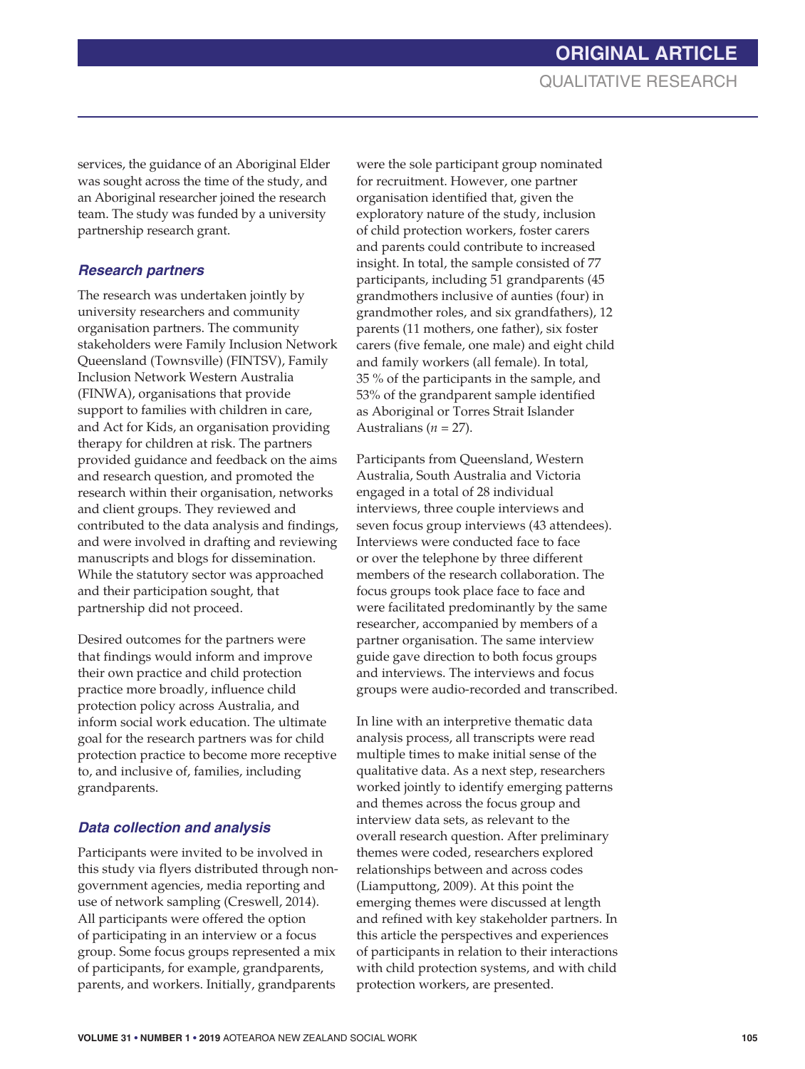services, the guidance of an Aboriginal Elder was sought across the time of the study, and an Aboriginal researcher joined the research team. The study was funded by a university partnership research grant.

### *Research partners*

The research was undertaken jointly by university researchers and community organisation partners. The community stakeholders were Family Inclusion Network Queensland (Townsville) (FINTSV), Family Inclusion Network Western Australia (FINWA), organisations that provide support to families with children in care, and Act for Kids, an organisation providing therapy for children at risk. The partners provided guidance and feedback on the aims and research question, and promoted the research within their organisation, networks and client groups. They reviewed and contributed to the data analysis and findings, and were involved in drafting and reviewing manuscripts and blogs for dissemination. While the statutory sector was approached and their participation sought, that partnership did not proceed.

Desired outcomes for the partners were that findings would inform and improve their own practice and child protection practice more broadly, influence child protection policy across Australia, and inform social work education. The ultimate goal for the research partners was for child protection practice to become more receptive to, and inclusive of, families, including grandparents.

### *Data collection and analysis*

Participants were invited to be involved in this study via flyers distributed through non-government agencies, media reporting and use of network sampling (Creswell, 2014). All participants were offered the option of participating in an interview or a focus group. Some focus groups represented a mix of participants, for example, grandparents, parents, and workers. Initially, grandparents were the sole participant group nominated for recruitment. However, one partner organisation identified that, given the exploratory nature of the study, inclusion of child protection workers, foster carers and parents could contribute to increased insight. In total, the sample consisted of 77 participants, including 51 grandparents (45 grandmothers inclusive of aunties (four) in grandmother roles, and six grandfathers), 12 parents (11 mothers, one father), six foster carers (five female, one male) and eight child and family workers (all female). In total, 35 % of the participants in the sample, and 53% of the grandparent sample identified as Aboriginal or Torres Strait Islander Australians ($n = 27$).

Participants from Queensland, Western Australia, South Australia and Victoria engaged in a total of 28 individual interviews, three couple interviews and seven focus group interviews (43 attendees). Interviews were conducted face to face or over the telephone by three different members of the research collaboration. The focus groups took place face to face and were facilitated predominantly by the same researcher, accompanied by members of a partner organisation. The same interview guide gave direction to both focus groups and interviews. The interviews and focus groups were audio-recorded and transcribed.

In line with an interpretive thematic data analysis process, all transcripts were read multiple times to make initial sense of the qualitative data. As a next step, researchers worked jointly to identify emerging patterns and themes across the focus group and interview data sets, as relevant to the overall research question. After preliminary themes were coded, researchers explored relationships between and across codes (Liamputtong, 2009). At this point the emerging themes were discussed at length and refined with key stakeholder partners. In this article the perspectives and experiences of participants in relation to their interactions with child protection systems, and with child protection workers, are presented.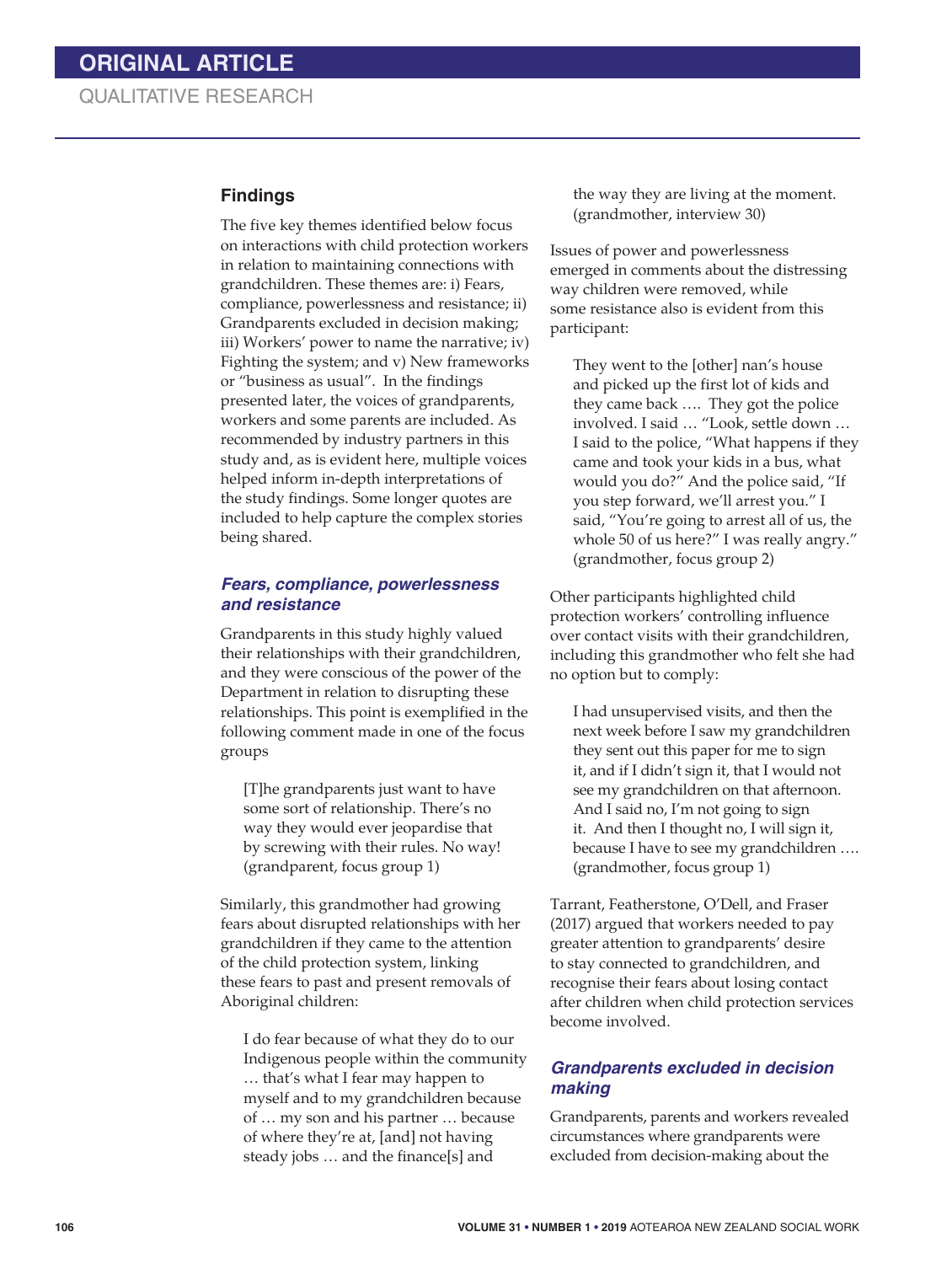## Findings

The five key themes identified below focus on interactions with child protection workers in relation to maintaining connections with grandchildren. These themes are: i) Fears, compliance, powerlessness and resistance; ii) Grandparents excluded in decision making; iii) Workers' power to name the narrative; iv) Fighting the system; and v) New frameworks or "business as usual". In the findings presented later, the voices of grandparents, workers and some parents are included. As recommended by industry partners in this study and, as is evident here, multiple voices helped inform in-depth interpretations of the study findings. Some longer quotes are included to help capture the complex stories being shared.

### *Fears, compliance, powerlessness and resistance*

Grandparents in this study highly valued their relationships with their grandchildren, and they were conscious of the power of the Department in relation to disrupting these relationships. This point is exemplified in the following comment made in one of the focus groups

> [T]he grandparents just want to have some sort of relationship. There's no way they would ever jeopardise that by screwing with their rules. No way! (grandparent, focus group 1)

Similarly, this grandmother had growing fears about disrupted relationships with her grandchildren if they came to the attention of the child protection system, linking these fears to past and present removals of Aboriginal children:

> I do fear because of what they do to our Indigenous people within the community … that's what I fear may happen to myself and to my grandchildren because of … my son and his partner … because of where they're at, [and] not having steady jobs … and the finance[s] and the way they are living at the moment. (grandmother, interview 30)

Issues of power and powerlessness emerged in comments about the distressing way children were removed, while some resistance also is evident from this participant:

> They went to the [other] nan's house and picked up the first lot of kids and they came back …. They got the police involved. I said … "Look, settle down … I said to the police, "What happens if they came and took your kids in a bus, what would you do?" And the police said, "If you step forward, we'll arrest you." I said, "You're going to arrest all of us, the whole 50 of us here?" I was really angry." (grandmother, focus group 2)

Other participants highlighted child protection workers' controlling influence over contact visits with their grandchildren, including this grandmother who felt she had no option but to comply:

> I had unsupervised visits, and then the next week before I saw my grandchildren they sent out this paper for me to sign it, and if I didn't sign it, that I would not see my grandchildren on that afternoon. And I said no, I'm not going to sign it. And then I thought no, I will sign it, because I have to see my grandchildren …. (grandmother, focus group 1)

Tarrant, Featherstone, O'Dell, and Fraser (2017) argued that workers needed to pay greater attention to grandparents' desire to stay connected to grandchildren, and recognise their fears about losing contact after children when child protection services become involved.

### *Grandparents excluded in decision making*

Grandparents, parents and workers revealed circumstances where grandparents were excluded from decision-making about the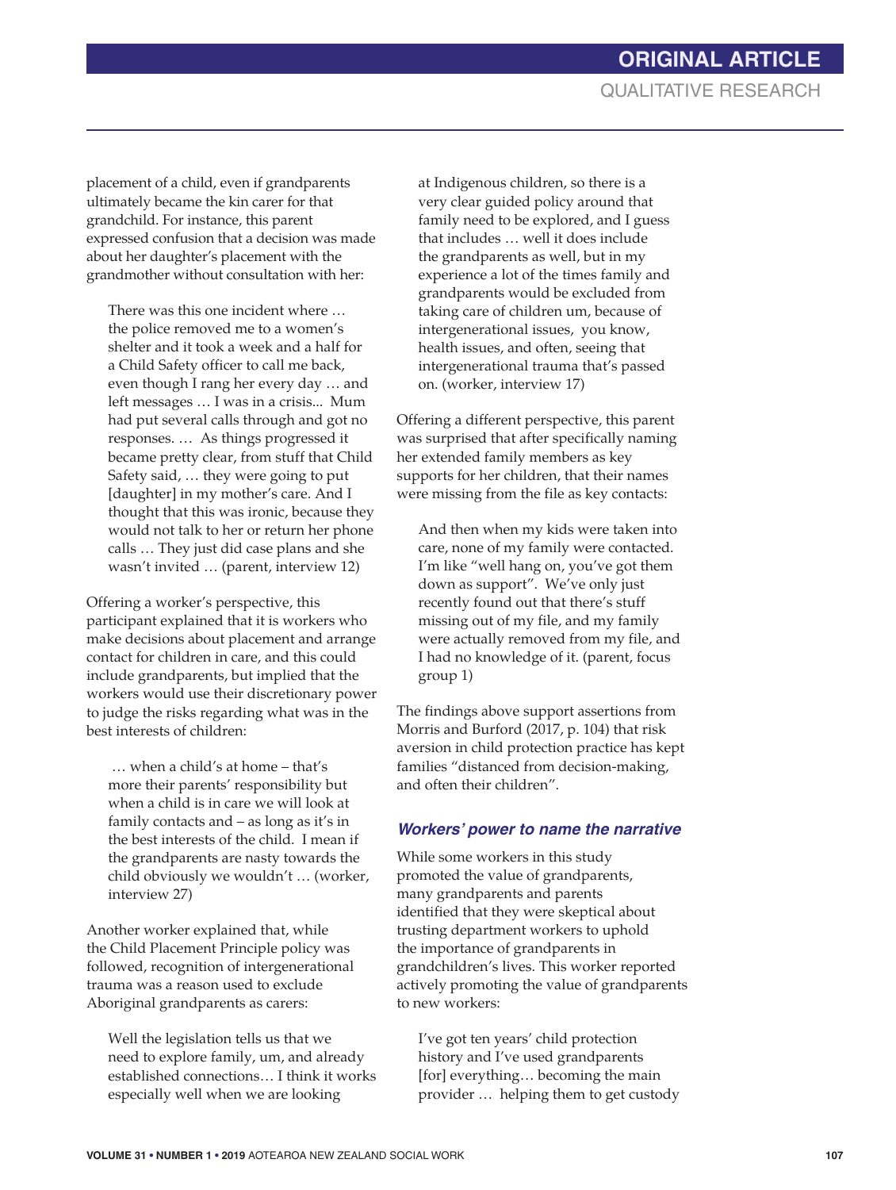placement of a child, even if grandparents ultimately became the kin carer for that grandchild. For instance, this parent expressed confusion that a decision was made about her daughter's placement with the grandmother without consultation with her:

> There was this one incident where … the police removed me to a women's shelter and it took a week and a half for a Child Safety officer to call me back, even though I rang her every day … and left messages … I was in a crisis... Mum had put several calls through and got no responses. … As things progressed it became pretty clear, from stuff that Child Safety said, … they were going to put [daughter] in my mother's care. And I thought that this was ironic, because they would not talk to her or return her phone calls … They just did case plans and she wasn't invited … (parent, interview 12)

Offering a worker's perspective, this participant explained that it is workers who make decisions about placement and arrange contact for children in care, and this could include grandparents, but implied that the workers would use their discretionary power to judge the risks regarding what was in the best interests of children:

> … when a child's at home – that's more their parents' responsibility but when a child is in care we will look at family contacts and – as long as it's in the best interests of the child. I mean if the grandparents are nasty towards the child obviously we wouldn't … (worker, interview 27)

Another worker explained that, while the Child Placement Principle policy was followed, recognition of intergenerational trauma was a reason used to exclude Aboriginal grandparents as carers:

> Well the legislation tells us that we need to explore family, um, and already established connections… I think it works especially well when we are looking at Indigenous children, so there is a very clear guided policy around that family need to be explored, and I guess that includes … well it does include the grandparents as well, but in my experience a lot of the times family and grandparents would be excluded from taking care of children um, because of intergenerational issues, you know, health issues, and often, seeing that intergenerational trauma that's passed on. (worker, interview 17)

Offering a different perspective, this parent was surprised that after specifically naming her extended family members as key supports for her children, that their names were missing from the file as key contacts:

> And then when my kids were taken into care, none of my family were contacted. I'm like "well hang on, you've got them down as support". We've only just recently found out that there's stuff missing out of my file, and my family were actually removed from my file, and I had no knowledge of it. (parent, focus group 1)

The findings above support assertions from Morris and Burford (2017, p. 104) that risk aversion in child protection practice has kept families "distanced from decision-making, and often their children".

### *Workers' power to name the narrative*

While some workers in this study promoted the value of grandparents, many grandparents and parents identified that they were skeptical about trusting department workers to uphold the importance of grandparents in grandchildren's lives. This worker reported actively promoting the value of grandparents to new workers:

> I've got ten years' child protection history and I've used grandparents [for] everything… becoming the main provider … helping them to get custody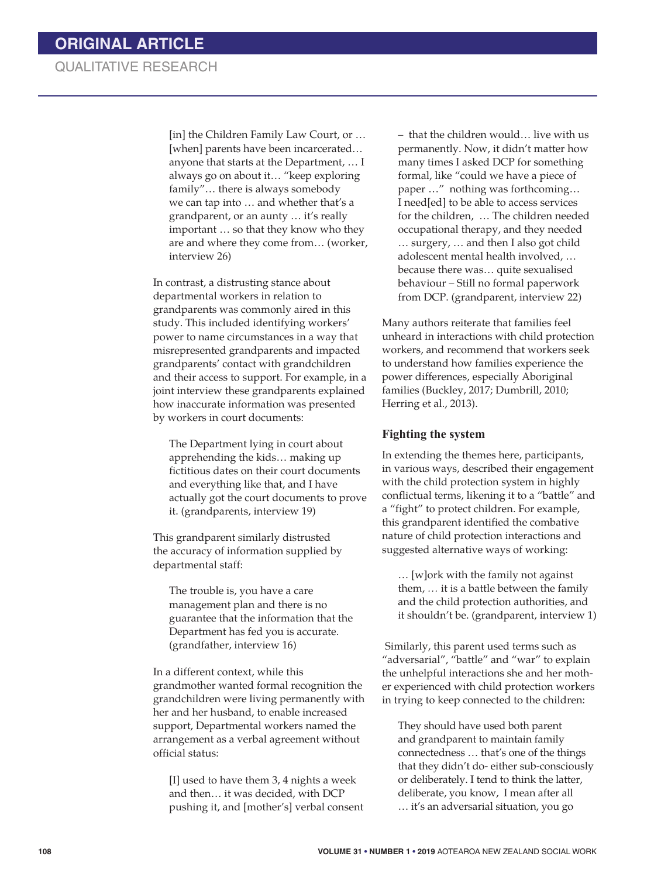[in] the Children Family Law Court, or … [when] parents have been incarcerated… anyone that starts at the Department, … I always go on about it… "keep exploring family"… there is always somebody we can tap into … and whether that's a grandparent, or an aunty … it's really important … so that they know who they are and where they come from… (worker, interview 26)

In contrast, a distrusting stance about departmental workers in relation to grandparents was commonly aired in this study. This included identifying workers' power to name circumstances in a way that misrepresented grandparents and impacted grandparents' contact with grandchildren and their access to support. For example, in a joint interview these grandparents explained how inaccurate information was presented by workers in court documents:

> The Department lying in court about apprehending the kids… making up fictitious dates on their court documents and everything like that, and I have actually got the court documents to prove it. (grandparents, interview 19)

This grandparent similarly distrusted the accuracy of information supplied by departmental staff:

> The trouble is, you have a care management plan and there is no guarantee that the information that the Department has fed you is accurate. (grandfather, interview 16)

In a different context, while this grandmother wanted formal recognition the grandchildren were living permanently with her and her husband, to enable increased support, Departmental workers named the arrangement as a verbal agreement without official status:

> [I] used to have them 3, 4 nights a week and then… it was decided, with DCP pushing it, and [mother's] verbal consent – that the children would… live with us permanently. Now, it didn't matter how many times I asked DCP for something formal, like "could we have a piece of paper …" nothing was forthcoming… I need[ed] to be able to access services for the children, … The children needed occupational therapy, and they needed … surgery, … and then I also got child adolescent mental health involved, … because there was… quite sexualised behaviour – Still no formal paperwork from DCP. (grandparent, interview 22)

Many authors reiterate that families feel unheard in interactions with child protection workers, and recommend that workers seek to understand how families experience the power differences, especially Aboriginal families (Buckley, 2017; Dumbrill, 2010; Herring et al., 2013).

### Fighting the system

In extending the themes here, participants, in various ways, described their engagement with the child protection system in highly conflictual terms, likening it to a "battle" and a "fight" to protect children. For example, this grandparent identified the combative nature of child protection interactions and suggested alternative ways of working:

> … [w]ork with the family not against them, … it is a battle between the family and the child protection authorities, and it shouldn't be. (grandparent, interview 1)

Similarly, this parent used terms such as "adversarial", "battle" and "war" to explain the unhelpful interactions she and her mother experienced with child protection workers in trying to keep connected to the children:

> They should have used both parent and grandparent to maintain family connectedness … that's one of the things that they didn't do- either sub-consciously or deliberately. I tend to think the latter, deliberate, you know, I mean after all … it's an adversarial situation, you go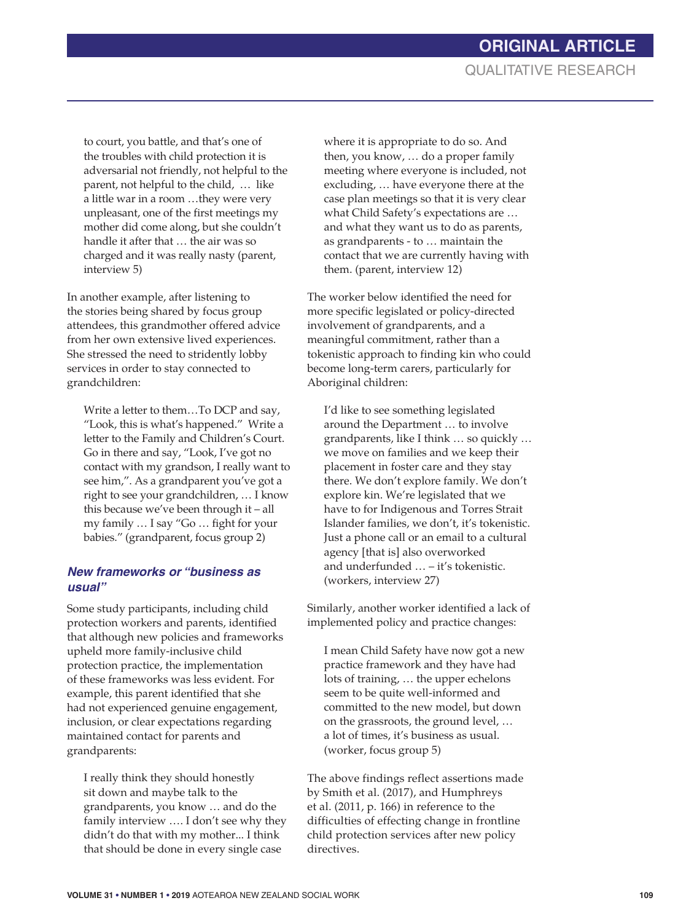> to court, you battle, and that's one of the troubles with child protection it is adversarial not friendly, not helpful to the parent, not helpful to the child, … like a little war in a room …they were very unpleasant, one of the first meetings my mother did come along, but she couldn't handle it after that … the air was so charged and it was really nasty (parent, interview 5)

In another example, after listening to the stories being shared by focus group attendees, this grandmother offered advice from her own extensive lived experiences. She stressed the need to stridently lobby services in order to stay connected to grandchildren:

> Write a letter to them…To DCP and say, "Look, this is what's happened." Write a letter to the Family and Children's Court. Go in there and say, "Look, I've got no contact with my grandson, I really want to see him,". As a grandparent you've got a right to see your grandchildren, … I know this because we've been through it – all my family … I say "Go … fight for your babies." (grandparent, focus group 2)

### *New frameworks or "business as usual"*

Some study participants, including child protection workers and parents, identified that although new policies and frameworks upheld more family-inclusive child protection practice, the implementation of these frameworks was less evident. For example, this parent identified that she had not experienced genuine engagement, inclusion, or clear expectations regarding maintained contact for parents and grandparents:

> I really think they should honestly sit down and maybe talk to the grandparents, you know … and do the family interview …. I don't see why they didn't do that with my mother... I think that should be done in every single case where it is appropriate to do so. And then, you know, … do a proper family meeting where everyone is included, not excluding, … have everyone there at the case plan meetings so that it is very clear what Child Safety's expectations are … and what they want us to do as parents, as grandparents - to … maintain the contact that we are currently having with them. (parent, interview 12)

The worker below identified the need for more specific legislated or policy-directed involvement of grandparents, and a meaningful commitment, rather than a tokenistic approach to finding kin who could become long-term carers, particularly for Aboriginal children:

> I'd like to see something legislated around the Department … to involve grandparents, like I think … so quickly … we move on families and we keep their placement in foster care and they stay there. We don't explore family. We don't explore kin. We're legislated that we have to for Indigenous and Torres Strait Islander families, we don't, it's tokenistic. Just a phone call or an email to a cultural agency [that is] also overworked and underfunded … – it's tokenistic. (workers, interview 27)

Similarly, another worker identified a lack of implemented policy and practice changes:

> I mean Child Safety have now got a new practice framework and they have had lots of training, … the upper echelons seem to be quite well-informed and committed to the new model, but down on the grassroots, the ground level, … a lot of times, it's business as usual. (worker, focus group 5)

The above findings reflect assertions made by Smith et al. (2017), and Humphreys et al. (2011, p. 166) in reference to the difficulties of effecting change in frontline child protection services after new policy directives.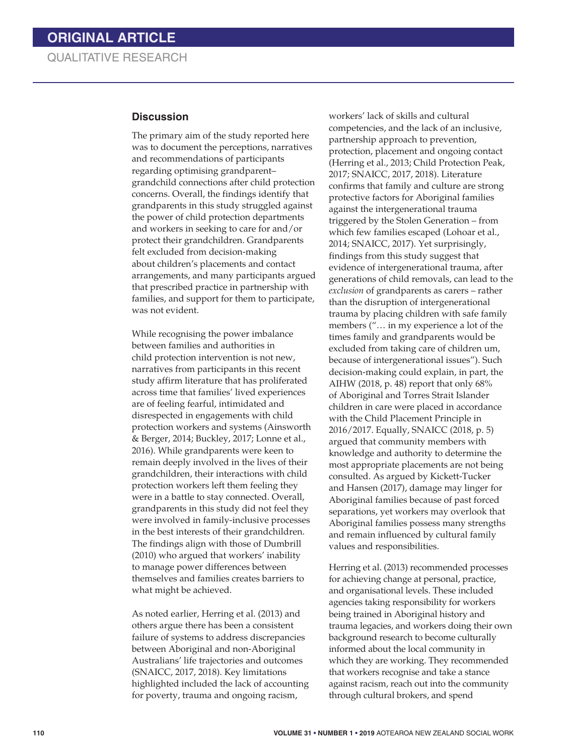## Discussion

The primary aim of the study reported here was to document the perceptions, narratives and recommendations of participants regarding optimising grandparent–grandchild connections after child protection concerns. Overall, the findings identify that grandparents in this study struggled against the power of child protection departments and workers in seeking to care for and/or protect their grandchildren. Grandparents felt excluded from decision-making about children's placements and contact arrangements, and many participants argued that prescribed practice in partnership with families, and support for them to participate, was not evident.

While recognising the power imbalance between families and authorities in child protection intervention is not new, narratives from participants in this recent study affirm literature that has proliferated across time that families' lived experiences are of feeling fearful, intimidated and disrespected in engagements with child protection workers and systems (Ainsworth & Berger, 2014; Buckley, 2017; Lonne et al., 2016). While grandparents were keen to remain deeply involved in the lives of their grandchildren, their interactions with child protection workers left them feeling they were in a battle to stay connected. Overall, grandparents in this study did not feel they were involved in family-inclusive processes in the best interests of their grandchildren. The findings align with those of Dumbrill (2010) who argued that workers' inability to manage power differences between themselves and families creates barriers to what might be achieved.

As noted earlier, Herring et al. (2013) and others argue there has been a consistent failure of systems to address discrepancies between Aboriginal and non-Aboriginal Australians' life trajectories and outcomes (SNAICC, 2017, 2018). Key limitations highlighted included the lack of accounting for poverty, trauma and ongoing racism, workers' lack of skills and cultural competencies, and the lack of an inclusive, partnership approach to prevention, protection, placement and ongoing contact (Herring et al., 2013; Child Protection Peak, 2017; SNAICC, 2017, 2018). Literature confirms that family and culture are strong protective factors for Aboriginal families against the intergenerational trauma triggered by the Stolen Generation – from which few families escaped (Lohoar et al., 2014; SNAICC, 2017). Yet surprisingly, findings from this study suggest that evidence of intergenerational trauma, after generations of child removals, can lead to the *exclusion* of grandparents as carers – rather than the disruption of intergenerational trauma by placing children with safe family members ("… in my experience a lot of the times family and grandparents would be excluded from taking care of children um, because of intergenerational issues"). Such decision-making could explain, in part, the AIHW (2018, p. 48) report that only 68% of Aboriginal and Torres Strait Islander children in care were placed in accordance with the Child Placement Principle in 2016/2017. Equally, SNAICC (2018, p. 5) argued that community members with knowledge and authority to determine the most appropriate placements are not being consulted. As argued by Kickett-Tucker and Hansen (2017), damage may linger for Aboriginal families because of past forced separations, yet workers may overlook that Aboriginal families possess many strengths and remain influenced by cultural family values and responsibilities.

Herring et al. (2013) recommended processes for achieving change at personal, practice, and organisational levels. These included agencies taking responsibility for workers being trained in Aboriginal history and trauma legacies, and workers doing their own background research to become culturally informed about the local community in which they are working. They recommended that workers recognise and take a stance against racism, reach out into the community through cultural brokers, and spend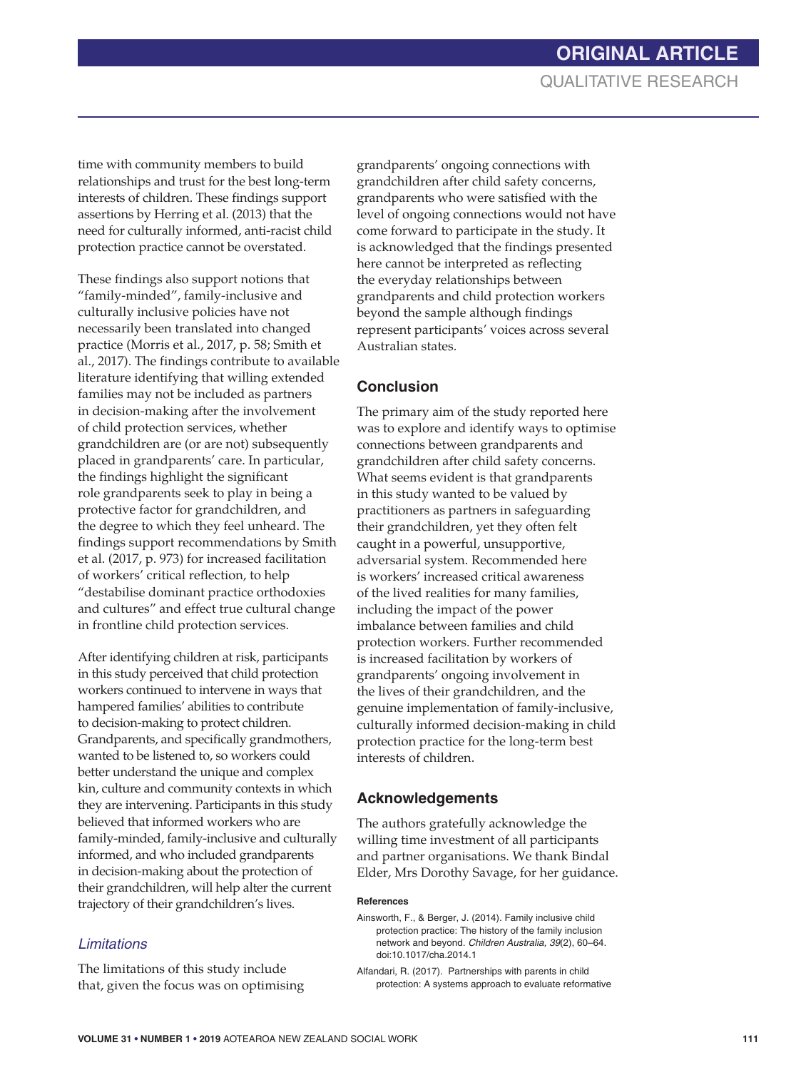time with community members to build relationships and trust for the best long-term interests of children. These findings support assertions by Herring et al. (2013) that the need for culturally informed, anti-racist child protection practice cannot be overstated.

These findings also support notions that "family-minded", family-inclusive and culturally inclusive policies have not necessarily been translated into changed practice (Morris et al., 2017, p. 58; Smith et al., 2017). The findings contribute to available literature identifying that willing extended families may not be included as partners in decision-making after the involvement of child protection services, whether grandchildren are (or are not) subsequently placed in grandparents' care. In particular, the findings highlight the significant role grandparents seek to play in being a protective factor for grandchildren, and the degree to which they feel unheard. The findings support recommendations by Smith et al. (2017, p. 973) for increased facilitation of workers' critical reflection, to help "destabilise dominant practice orthodoxies and cultures" and effect true cultural change in frontline child protection services.

After identifying children at risk, participants in this study perceived that child protection workers continued to intervene in ways that hampered families' abilities to contribute to decision-making to protect children. Grandparents, and specifically grandmothers, wanted to be listened to, so workers could better understand the unique and complex kin, culture and community contexts in which they are intervening. Participants in this study believed that informed workers who are family-minded, family-inclusive and culturally informed, and who included grandparents in decision-making about the protection of their grandchildren, will help alter the current trajectory of their grandchildren's lives.

### *Limitations*

The limitations of this study include that, given the focus was on optimising grandparents' ongoing connections with grandchildren after child safety concerns, grandparents who were satisfied with the level of ongoing connections would not have come forward to participate in the study. It is acknowledged that the findings presented here cannot be interpreted as reflecting the everyday relationships between grandparents and child protection workers beyond the sample although findings represent participants' voices across several Australian states.

## Conclusion

The primary aim of the study reported here was to explore and identify ways to optimise connections between grandparents and grandchildren after child safety concerns. What seems evident is that grandparents in this study wanted to be valued by practitioners as partners in safeguarding their grandchildren, yet they often felt caught in a powerful, unsupportive, adversarial system. Recommended here is workers' increased critical awareness of the lived realities for many families, including the impact of the power imbalance between families and child protection workers. Further recommended is increased facilitation by workers of grandparents' ongoing involvement in the lives of their grandchildren, and the genuine implementation of family-inclusive, culturally informed decision-making in child protection practice for the long-term best interests of children.

## Acknowledgements

The authors gratefully acknowledge the willing time investment of all participants and partner organisations. We thank Bindal Elder, Mrs Dorothy Savage, for her guidance.

#### References

Ainsworth, F., & Berger, J. (2014). Family inclusive child protection practice: The history of the family inclusion network and beyond. *Children Australia, 39*(2), 60–64. doi:10.1017/cha.2014.1

Alfandari, R. (2017). Partnerships with parents in child protection: A systems approach to evaluate reformative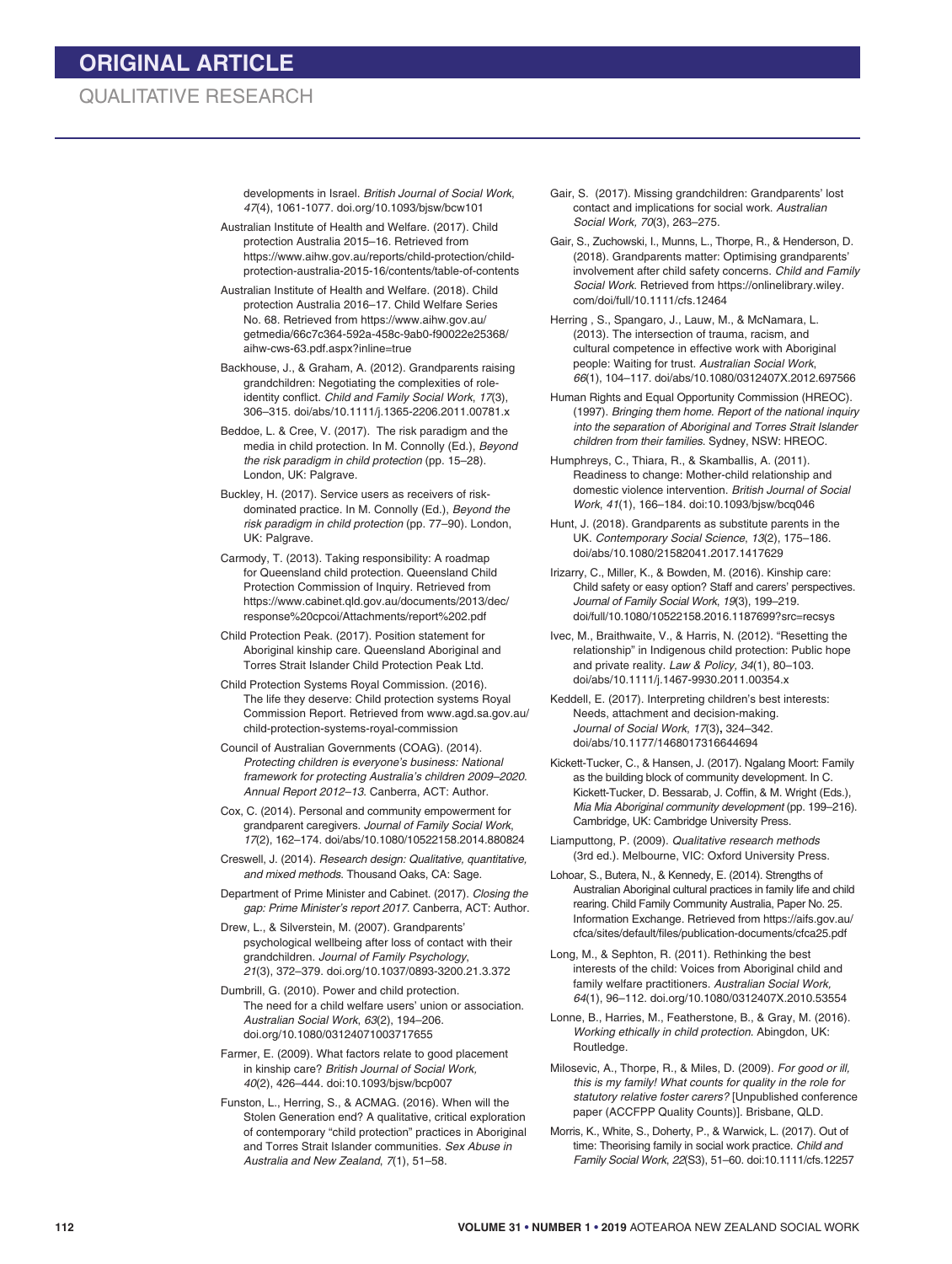developments in Israel. *British Journal of Social Work*, *47*(4), 1061-1077. doi.org/10.1093/bjsw/bcw101

Australian Institute of Health and Welfare. (2017). Child protection Australia 2015–16. Retrieved from https://www.aihw.gov.au/reports/child-protection/child-protection-australia-2015-16/contents/table-of-contents

Australian Institute of Health and Welfare. (2018). Child protection Australia 2016–17. Child Welfare Series No. 68. Retrieved from https://www.aihw.gov.au/getmedia/66c7c364-592a-458c-9ab0-f90022e25368/aihw-cws-63.pdf.aspx?inline=true

Backhouse, J., & Graham, A. (2012). Grandparents raising grandchildren: Negotiating the complexities of role-identity conflict. *Child and Family Social Work*, *17*(3), 306–315. doi/abs/10.1111/j.1365-2206.2011.00781.x

Beddoe, L. & Cree, V. (2017). The risk paradigm and the media in child protection. In M. Connolly (Ed.), *Beyond the risk paradigm in child protection* (pp. 15–28). London, UK: Palgrave.

Buckley, H. (2017). Service users as receivers of risk-dominated practice. In M. Connolly (Ed.), *Beyond the risk paradigm in child protection* (pp. 77–90). London, UK: Palgrave.

Carmody, T. (2013). Taking responsibility: A roadmap for Queensland child protection. Queensland Child Protection Commission of Inquiry. Retrieved from https://www.cabinet.qld.gov.au/documents/2013/dec/response%20cpcoi/Attachments/report%202.pdf

Child Protection Peak. (2017). Position statement for Aboriginal kinship care. Queensland Aboriginal and Torres Strait Islander Child Protection Peak Ltd.

Child Protection Systems Royal Commission. (2016). The life they deserve: Child protection systems Royal Commission Report. Retrieved from www.agd.sa.gov.au/child-protection-systems-royal-commission

Council of Australian Governments (COAG). (2014). *Protecting children is everyone's business: National framework for protecting Australia's children 2009–2020. Annual Report 2012–13*. Canberra, ACT: Author.

Cox, C. (2014). Personal and community empowerment for grandparent caregivers. *Journal of Family Social Work*, *17*(2), 162–174. doi/abs/10.1080/10522158.2014.880824

Creswell, J. (2014). *Research design: Qualitative, quantitative, and mixed methods*. Thousand Oaks, CA: Sage.

Department of Prime Minister and Cabinet. (2017). *Closing the gap: Prime Minister's report 2017*. Canberra, ACT: Author.

Drew, L., & Silverstein, M. (2007). Grandparents' psychological wellbeing after loss of contact with their grandchildren. *Journal of Family Psychology*, *21*(3), 372–379. doi.org/10.1037/0893-3200.21.3.372

Dumbrill, G. (2010). Power and child protection. The need for a child welfare users' union or association. *Australian Social Work*, *63*(2), 194–206. doi.org/10.1080/03124071003717655

Farmer, E. (2009). What factors relate to good placement in kinship care? *British Journal of Social Work, 40*(2), 426–444. doi:10.1093/bjsw/bcp007

Funston, L., Herring, S., & ACMAG. (2016). When will the Stolen Generation end? A qualitative, critical exploration of contemporary "child protection" practices in Aboriginal and Torres Strait Islander communities. *Sex Abuse in Australia and New Zealand*, *7*(1), 51–58.

Gair, S. (2017). Missing grandchildren: Grandparents' lost contact and implications for social work. *Australian Social Work, 70*(3), 263–275.

Gair, S., Zuchowski, I., Munns, L., Thorpe, R., & Henderson, D. (2018). Grandparents matter: Optimising grandparents' involvement after child safety concerns. *Child and Family Social Work*. Retrieved from https://onlinelibrary.wiley.com/doi/full/10.1111/cfs.12464

Herring , S., Spangaro, J., Lauw, M., & McNamara, L. (2013). The intersection of trauma, racism, and cultural competence in effective work with Aboriginal people: Waiting for trust. *Australian Social Work*, *66*(1), 104–117. doi/abs/10.1080/0312407X.2012.697566

Human Rights and Equal Opportunity Commission (HREOC). (1997). *Bringing them home. Report of the national inquiry into the separation of Aboriginal and Torres Strait Islander children from their families*. Sydney, NSW: HREOC.

Humphreys, C., Thiara, R., & Skamballis, A. (2011). Readiness to change: Mother-child relationship and domestic violence intervention. *British Journal of Social Work*, *41*(1), 166–184. doi:10.1093/bjsw/bcq046

Hunt, J. (2018). Grandparents as substitute parents in the UK. *Contemporary Social Science*, *13*(2), 175–186. doi/abs/10.1080/21582041.2017.1417629

Irizarry, C., Miller, K., & Bowden, M. (2016). Kinship care: Child safety or easy option? Staff and carers' perspectives. *Journal of Family Social Work*, *19*(3), 199–219. doi/full/10.1080/10522158.2016.1187699?src=recsys

Ivec, M., Braithwaite, V., & Harris, N. (2012). "Resetting the relationship" in Indigenous child protection: Public hope and private reality. *Law & Policy, 34*(1), 80–103. doi/abs/10.1111/j.1467-9930.2011.00354.x

Keddell, E. (2017). Interpreting children's best interests: Needs, attachment and decision-making. *Journal of Social Work, 17*(3), 324–342. doi/abs/10.1177/1468017316644694

Kickett-Tucker, C., & Hansen, J. (2017). Ngalang Moort: Family as the building block of community development. In C. Kickett-Tucker, D. Bessarab, J. Coffin, & M. Wright (Eds.), *Mia Mia Aboriginal community development* (pp. 199–216). Cambridge, UK: Cambridge University Press.

Liamputtong, P. (2009). *Qualitative research methods* (3rd ed.). Melbourne, VIC: Oxford University Press.

Lohoar, S., Butera, N., & Kennedy, E. (2014). Strengths of Australian Aboriginal cultural practices in family life and child rearing. Child Family Community Australia, Paper No. 25. Information Exchange. Retrieved from https://aifs.gov.au/cfca/sites/default/files/publication-documents/cfca25.pdf

Long, M., & Sephton, R. (2011). Rethinking the best interests of the child: Voices from Aboriginal child and family welfare practitioners. *Australian Social Work, 64*(1), 96–112. doi.org/10.1080/0312407X.2010.53554

Lonne, B., Harries, M., Featherstone, B., & Gray, M. (2016). *Working ethically in child protection.* Abingdon, UK: Routledge.

Milosevic, A., Thorpe, R., & Miles, D. (2009). *For good or ill, this is my family! What counts for quality in the role for statutory relative foster carers?* [Unpublished conference paper (ACCFPP Quality Counts)]. Brisbane, QLD.

Morris, K., White, S., Doherty, P., & Warwick, L. (2017). Out of time: Theorising family in social work practice. *Child and Family Social Work*, *22*(S3), 51–60. doi:10.1111/cfs.12257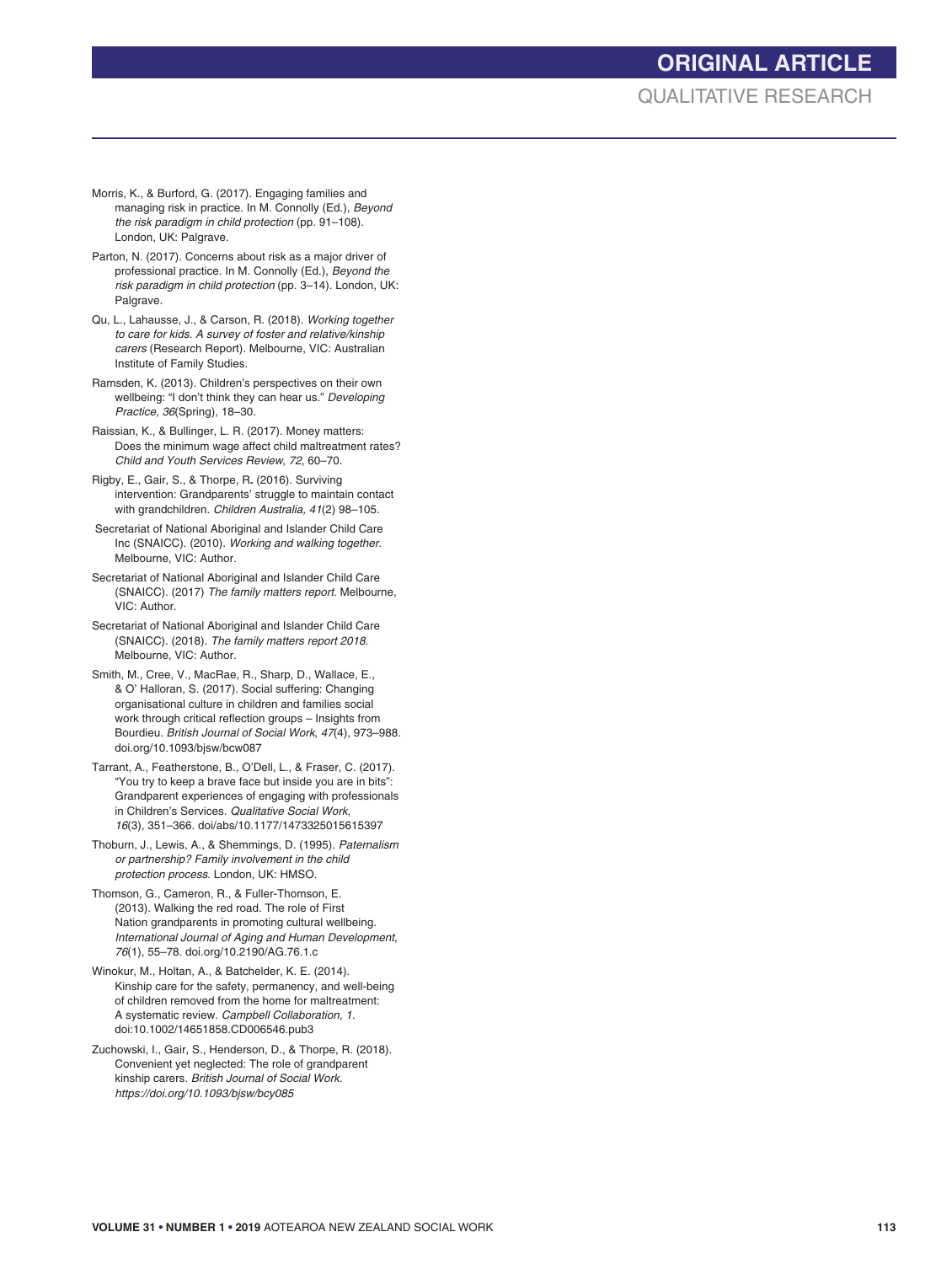Morris, K., & Burford, G. (2017). Engaging families and managing risk in practice. In M. Connolly (Ed.), *Beyond the risk paradigm in child protection* (pp. 91–108). London, UK: Palgrave.

Parton, N. (2017). Concerns about risk as a major driver of professional practice. In M. Connolly (Ed.), *Beyond the risk paradigm in child protection* (pp. 3–14). London, UK: Palgrave.

Qu, L., Lahausse, J., & Carson, R. (2018). *Working together to care for kids. A survey of foster and relative/kinship carers* (Research Report). Melbourne, VIC: Australian Institute of Family Studies.

Ramsden, K. (2013). Children's perspectives on their own wellbeing: "I don't think they can hear us." *Developing Practice*, *36*(Spring), 18–30.

Raissian, K., & Bullinger, L. R. (2017). Money matters: Does the minimum wage affect child maltreatment rates? *Child and Youth Services Review*, *72*, 60–70.

Rigby, E., Gair, S., & Thorpe, R. (2016). Surviving intervention: Grandparents' struggle to maintain contact with grandchildren. *Children Australia, 41*(2) 98–105.

Secretariat of National Aboriginal and Islander Child Care Inc (SNAICC). (2010). *Working and walking together.* Melbourne, VIC: Author.

Secretariat of National Aboriginal and Islander Child Care (SNAICC). (2017) *The family matters report.* Melbourne, VIC: Author.

Secretariat of National Aboriginal and Islander Child Care (SNAICC). (2018). *The family matters report 2018.* Melbourne, VIC: Author.

Smith, M., Cree, V., MacRae, R., Sharp, D., Wallace, E., & O' Halloran, S. (2017). Social suffering: Changing organisational culture in children and families social work through critical reflection groups – Insights from Bourdieu. *British Journal of Social Work*, *47*(4), 973–988. doi.org/10.1093/bjsw/bcw087

Tarrant, A., Featherstone, B., O'Dell, L., & Fraser, C. (2017). "You try to keep a brave face but inside you are in bits": Grandparent experiences of engaging with professionals in Children's Services. *Qualitative Social Work*, *16*(3), 351–366. doi/abs/10.1177/1473325015615397

Thoburn, J., Lewis, A., & Shemmings, D. (1995). *Paternalism or partnership? Family involvement in the child protection process.* London, UK: HMSO.

Thomson, G., Cameron, R., & Fuller-Thomson, E. (2013). Walking the red road. The role of First Nation grandparents in promoting cultural wellbeing. *International Journal of Aging and Human Development*, *76*(1), 55–78. doi.org/10.2190/AG.76.1.c

Winokur, M., Holtan, A., & Batchelder, K. E. (2014). Kinship care for the safety, permanency, and well-being of children removed from the home for maltreatment: A systematic review. *Campbell Collaboration, 1.* doi:10.1002/14651858.CD006546.pub3

Zuchowski, I., Gair, S., Henderson, D., & Thorpe, R. (2018). Convenient yet neglected: The role of grandparent kinship carers. *British Journal of Social Work. https://doi.org/10.1093/bjsw/bcy085*